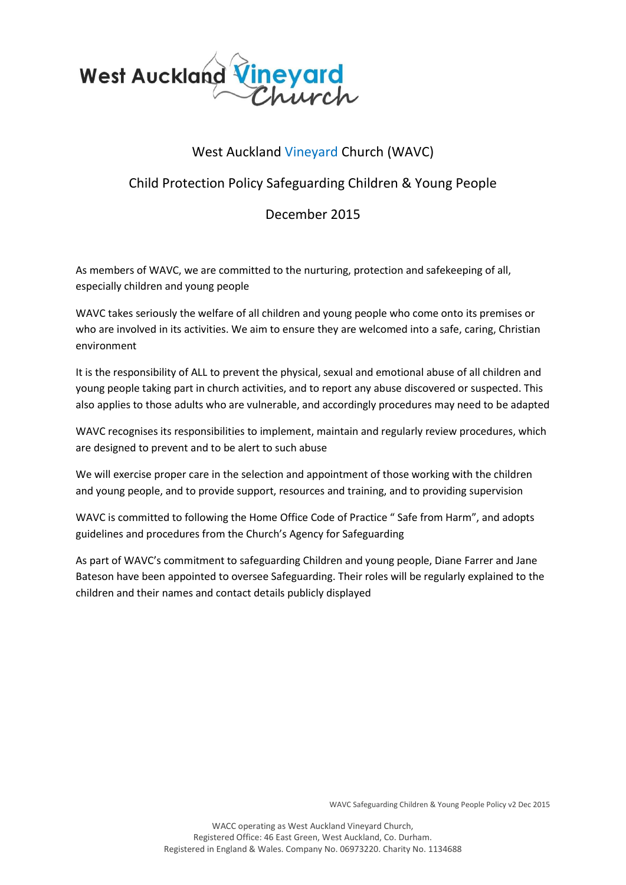West Auckland Vineyard Church

# West Auckland Vineyard Church (WAVC)

## Child Protection Policy Safeguarding Children & Young People

## December 2015

As members of WAVC, we are committed to the nurturing, protection and safekeeping of all, especially children and young people

WAVC takes seriously the welfare of all children and young people who come onto its premises or who are involved in its activities. We aim to ensure they are welcomed into a safe, caring, Christian environment

It is the responsibility of ALL to prevent the physical, sexual and emotional abuse of all children and young people taking part in church activities, and to report any abuse discovered or suspected. This also applies to those adults who are vulnerable, and accordingly procedures may need to be adapted

WAVC recognises its responsibilities to implement, maintain and regularly review procedures, which are designed to prevent and to be alert to such abuse

We will exercise proper care in the selection and appointment of those working with the children and young people, and to provide support, resources and training, and to providing supervision

WAVC is committed to following the Home Office Code of Practice " Safe from Harm", and adopts guidelines and procedures from the Church's Agency for Safeguarding

As part of WAVC's commitment to safeguarding Children and young people, Diane Farrer and Jane Bateson have been appointed to oversee Safeguarding. Their roles will be regularly explained to the children and their names and contact details publicly displayed

WACC operating as West Auckland Vineyard Church,
Registered Office: 46 East Green, West Auckland, Co. Durham.
Registered in England & Wales. Company No. 06973220. Charity No. 1134688